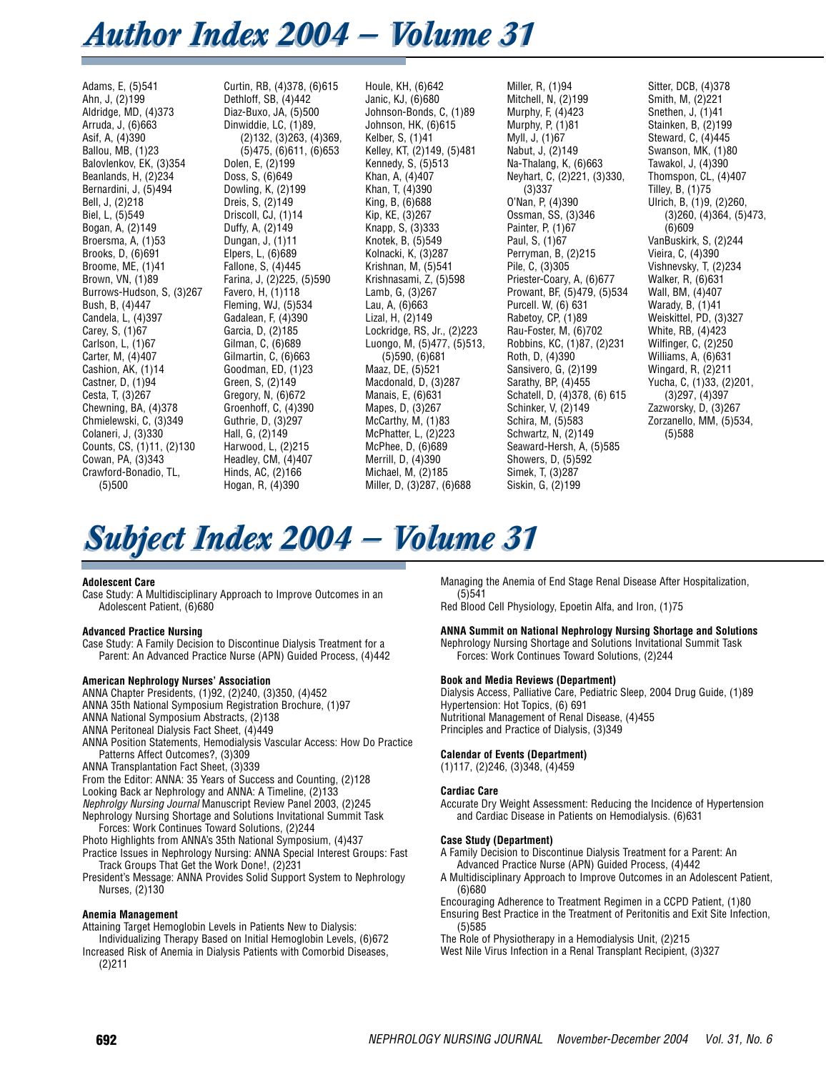# Author Index 2004 – Volume 31

Adams, E, (5)541
Ahn, J, (2)199
Aldridge, MD, (4)373
Arruda, J, (6)663
Asif, A, (4)390
Ballou, MB, (1)23
Balovlenkov, EK, (3)354
Beanlands, H, (2)234
Bernardini, J, (5)494
Bell, J, (2)218
Biel, L, (5)549
Bogan, A, (2)149
Broersma, A, (1)53
Brooks, D, (6)691
Broome, ME, (1)41
Brown, VN, (1)89
Burrows-Hudson, S, (3)267
Bush, B, (4)447
Candela, L, (4)397
Carey, S, (1)67
Carlson, L, (1)67
Carter, M, (4)407
Cashion, AK, (1)14
Castner, D, (1)94
Cesta, T, (3)267
Chewning, BA, (4)378
Chmielewski, C, (3)349
Colaneri, J, (3)330
Counts, CS, (1)11, (2)130
Cowan, PA, (3)343
Crawford-Bonadio, TL, (5)500
Curtin, RB, (4)378, (6)615
Dethloff, SB, (4)442
Diaz-Buxo, JA, (5)500
Dinwiddie, LC, (1)89, (2)132, (3)263, (4)369, (5)475, (6)611, (6)653
Dolen, E, (2)199
Doss, S, (6)649
Dowling, K, (2)199
Dreis, S, (2)149
Driscoll, CJ, (1)14
Duffy, A, (2)149
Dungan, J, (1)11
Elpers, L, (6)689
Fallone, S, (4)445
Farina, J, (2)225, (5)590
Favero, H, (1)118
Fleming, WJ, (5)534
Gadalean, F, (4)390
Garcia, D, (2)185
Gilman, C, (6)689
Gilmartin, C, (6)663
Goodman, ED, (1)23
Green, S, (2)149
Gregory, N, (6)672
Groenhoff, C, (4)390
Guthrie, D, (3)297
Hall, G, (2)149
Harwood, L, (2)215
Headley, CM, (4)407
Hinds, AC, (2)166
Hogan, R, (4)390
Houle, KH, (6)642
Janic, KJ, (6)680
Johnson-Bonds, C, (1)89
Johnson, HK, (6)615
Kelber, S, (1)41
Kelley, KT, (2)149, (5)481
Kennedy, S, (5)513
Khan, A, (4)407
Khan, T, (4)390
King, B, (6)688
Kip, KE, (3)267
Knapp, S, (3)333
Knotek, B, (5)549
Kolnacki, K, (3)287
Krishnan, M, (5)541
Krishnasami, Z, (5)598
Lamb, G, (3)267
Lau, A, (6)663
Lizal, H, (2)149
Lockridge, RS, Jr., (2)223
Luongo, M, (5)477, (5)513, (5)590, (6)681
Maaz, DE, (5)521
Macdonald, D, (3)287
Manais, E, (6)631
Mapes, D, (3)267
McCarthy, M, (1)83
McPhatter, L, (2)223
McPhee, D, (6)689
Merrill, D, (4)390
Michael, M, (2)185
Miller, D, (3)287, (6)688
Miller, R, (1)94
Mitchell, N, (2)199
Murphy, F, (4)423
Murphy, P, (1)81
Myll, J, (1)67
Nabut, J, (2)149
Na-Thalang, K, (6)663
Neyhart, C, (2)221, (3)330, (3)337
O'Nan, P, (4)390
Ossman, SS, (3)346
Painter, P, (1)67
Paul, S, (1)67
Perryman, B, (2)215
Pile, C, (3)305
Priester-Coary, A, (6)677
Prowant, BF, (5)479, (5)534
Purcell. W, (6) 631
Rabetoy, CP, (1)89
Rau-Foster, M, (6)702
Robbins, KC, (1)87, (2)231
Roth, D, (4)390
Sansivero, G, (2)199
Sarathy, BP, (4)455
Schatell, D, (4)378, (6) 615
Schinker, V, (2)149
Schira, M, (5)583
Schwartz, N, (2)149
Seaward-Hersh, A, (5)585
Showers, D, (5)592
Simek, T, (3)287
Siskin, G, (2)199
Sitter, DCB, (4)378
Smith, M, (2)221
Snethen, J, (1)41
Stainken, B, (2)199
Steward, C, (4)445
Swanson, MK, (1)80
Tawakol, J, (4)390
Thompson, CL, (4)407
Tilley, B, (1)75
Ulrich, B, (1)9, (2)260, (3)260, (4)364, (5)473, (6)609
VanBuskirk, S, (2)244
Vieira, C, (4)390
Vishnevsky, T, (2)234
Walker, R, (6)631
Wall, BM, (4)407
Warady, B, (1)41
Weiskittel, PD, (3)327
White, RB, (4)423
Wilfinger, C, (2)250
Williams, A, (6)631
Wingard, R, (2)211
Yucha, C, (1)33, (2)201, (3)297, (4)397
Zazworsky, D, (3)267
Zorzanello, MM, (5)534, (5)588

# Subject Index 2004 – Volume 31

**Adolescent Care**

Case Study: A Multidisciplinary Approach to Improve Outcomes in an Adolescent Patient, (6)680

**Advanced Practice Nursing**

Case Study: A Family Decision to Discontinue Dialysis Treatment for a Parent: An Advanced Practice Nurse (APN) Guided Process, (4)442

**American Nephrology Nurses' Association**

ANNA Chapter Presidents, (1)92, (2)240, (3)350, (4)452
ANNA 35th National Symposium Registration Brochure, (1)97
ANNA National Symposium Abstracts, (2)138
ANNA Peritoneal Dialysis Fact Sheet, (4)449
ANNA Position Statements, Hemodialysis Vascular Access: How Do Practice Patterns Affect Outcomes?, (3)309
ANNA Transplantation Fact Sheet, (3)339
From the Editor: ANNA: 35 Years of Success and Counting, (2)128
Looking Back ar Nephrology and ANNA: A Timeline, (2)133
*Nephrolgy Nursing Journal* Manuscript Review Panel 2003, (2)245
Nephrology Nursing Shortage and Solutions Invitational Summit Task Forces: Work Continues Toward Solutions, (2)244
Photo Highlights from ANNA's 35th National Symposium, (4)437
Practice Issues in Nephrology Nursing: ANNA Special Interest Groups: Fast Track Groups That Get the Work Done!, (2)231
President's Message: ANNA Provides Solid Support System to Nephrology Nurses, (2)130

**Anemia Management**

Attaining Target Hemoglobin Levels in Patients New to Dialysis: Individualizing Therapy Based on Initial Hemoglobin Levels, (6)672
Increased Risk of Anemia in Dialysis Patients with Comorbid Diseases, (2)211
Managing the Anemia of End Stage Renal Disease After Hospitalization, (5)541
Red Blood Cell Physiology, Epoetin Alfa, and Iron, (1)75

**ANNA Summit on National Nephrology Nursing Shortage and Solutions**

Nephrology Nursing Shortage and Solutions Invitational Summit Task Forces: Work Continues Toward Solutions, (2)244

**Book and Media Reviews (Department)**

Dialysis Access, Palliative Care, Pediatric Sleep, 2004 Drug Guide, (1)89
Hypertension: Hot Topics, (6) 691
Nutritional Management of Renal Disease, (4)455
Principles and Practice of Dialysis, (3)349

**Calendar of Events (Department)**

(1)117, (2)246, (3)348, (4)459

**Cardiac Care**

Accurate Dry Weight Assessment: Reducing the Incidence of Hypertension and Cardiac Disease in Patients on Hemodialysis. (6)631

**Case Study (Department)**

A Family Decision to Discontinue Dialysis Treatment for a Parent: An Advanced Practice Nurse (APN) Guided Process, (4)442
A Multidisciplinary Approach to Improve Outcomes in an Adolescent Patient, (6)680
Encouraging Adherence to Treatment Regimen in a CCPD Patient, (1)80
Ensuring Best Practice in the Treatment of Peritonitis and Exit Site Infection, (5)585
The Role of Physiotherapy in a Hemodialysis Unit, (2)215
West Nile Virus Infection in a Renal Transplant Recipient, (3)327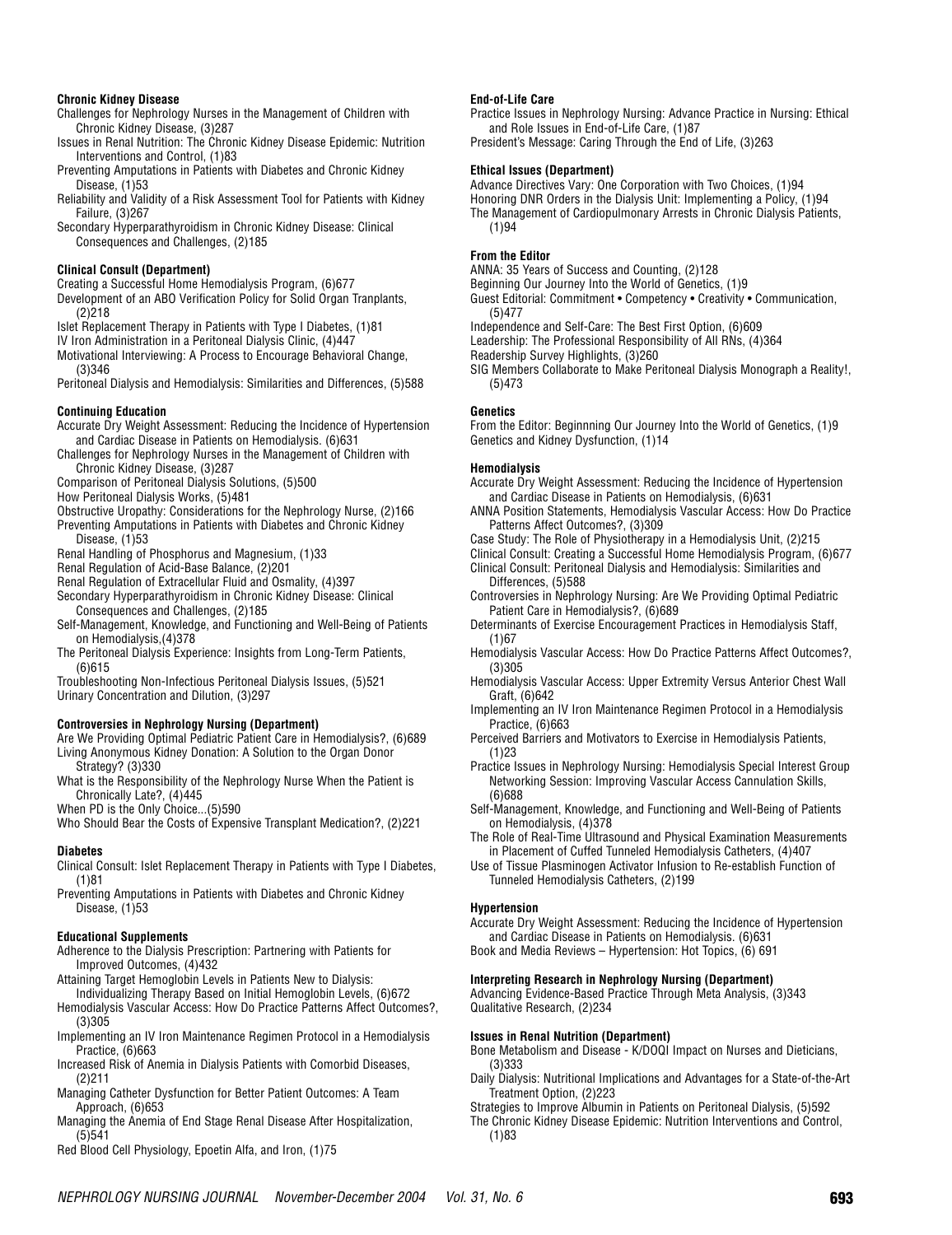**Chronic Kidney Disease**

Challenges for Nephrology Nurses in the Management of Children with Chronic Kidney Disease, (3)287

Issues in Renal Nutrition: The Chronic Kidney Disease Epidemic: Nutrition Interventions and Control, (1)83

Preventing Amputations in Patients with Diabetes and Chronic Kidney Disease, (1)53

Reliability and Validity of a Risk Assessment Tool for Patients with Kidney Failure, (3)267

Secondary Hyperparathyroidism in Chronic Kidney Disease: Clinical Consequences and Challenges, (2)185

**Clinical Consult (Department)**

Creating a Successful Home Hemodialysis Program, (6)677

Development of an ABO Verification Policy for Solid Organ Tranplants, (2)218

Islet Replacement Therapy in Patients with Type I Diabetes, (1)81

IV Iron Administration in a Peritoneal Dialysis Clinic, (4)447

Motivational Interviewing: A Process to Encourage Behavioral Change, (3)346

Peritoneal Dialysis and Hemodialysis: Similarities and Differences, (5)588

**Continuing Education**

Accurate Dry Weight Assessment: Reducing the Incidence of Hypertension and Cardiac Disease in Patients on Hemodialysis. (6)631

Challenges for Nephrology Nurses in the Management of Children with Chronic Kidney Disease, (3)287

Comparison of Peritoneal Dialysis Solutions, (5)500

How Peritoneal Dialysis Works, (5)481

Obstructive Uropathy: Considerations for the Nephrology Nurse, (2)166

Preventing Amputations in Patients with Diabetes and Chronic Kidney Disease, (1)53

Renal Handling of Phosphorus and Magnesium, (1)33

Renal Regulation of Acid-Base Balance, (2)201

Renal Regulation of Extracellular Fluid and Osmality, (4)397

Secondary Hyperparathyroidism in Chronic Kidney Disease: Clinical Consequences and Challenges, (2)185

Self-Management, Knowledge, and Functioning and Well-Being of Patients on Hemodialysis,(4)378

The Peritoneal Dialysis Experience: Insights from Long-Term Patients, (6)615

Troubleshooting Non-Infectious Peritoneal Dialysis Issues, (5)521

Urinary Concentration and Dilution, (3)297

**Controversies in Nephrology Nursing (Department)**

Are We Providing Optimal Pediatric Patient Care in Hemodialysis?, (6)689

Living Anonymous Kidney Donation: A Solution to the Organ Donor Strategy? (3)330

What is the Responsibility of the Nephrology Nurse When the Patient is Chronically Late?, (4)445

When PD is the Only Choice...(5)590

Who Should Bear the Costs of Expensive Transplant Medication?, (2)221

**Diabetes**

Clinical Consult: Islet Replacement Therapy in Patients with Type I Diabetes, (1)81

Preventing Amputations in Patients with Diabetes and Chronic Kidney Disease, (1)53

**Educational Supplements**

Adherence to the Dialysis Prescription: Partnering with Patients for Improved Outcomes, (4)432

Attaining Target Hemoglobin Levels in Patients New to Dialysis: Individualizing Therapy Based on Initial Hemoglobin Levels, (6)672

Hemodialysis Vascular Access: How Do Practice Patterns Affect Outcomes?, (3)305

Implementing an IV Iron Maintenance Regimen Protocol in a Hemodialysis Practice, (6)663

Increased Risk of Anemia in Dialysis Patients with Comorbid Diseases, (2)211

Managing Catheter Dysfunction for Better Patient Outcomes: A Team Approach, (6)653

Managing the Anemia of End Stage Renal Disease After Hospitalization, (5)541

Red Blood Cell Physiology, Epoetin Alfa, and Iron, (1)75

**End-of-Life Care**

Practice Issues in Nephrology Nursing: Advance Practice in Nursing: Ethical and Role Issues in End-of-Life Care, (1)87

President's Message: Caring Through the End of Life, (3)263

**Ethical Issues (Department)**

Advance Directives Vary: One Corporation with Two Choices, (1)94

Honoring DNR Orders in the Dialysis Unit: Implementing a Policy, (1)94

The Management of Cardiopulmonary Arrests in Chronic Dialysis Patients, (1)94

**From the Editor**

ANNA: 35 Years of Success and Counting, (2)128

Beginning Our Journey Into the World of Genetics, (1)9

Guest Editorial: Commitment • Competency • Creativity • Communication, (5)477

Independence and Self-Care: The Best First Option, (6)609

Leadership: The Professional Responsibility of All RNs, (4)364

Readership Survey Highlights, (3)260

SIG Members Collaborate to Make Peritoneal Dialysis Monograph a Reality!, (5)473

**Genetics**

From the Editor: Beginnning Our Journey Into the World of Genetics, (1)9

Genetics and Kidney Dysfunction, (1)14

**Hemodialysis**

Accurate Dry Weight Assessment: Reducing the Incidence of Hypertension and Cardiac Disease in Patients on Hemodialysis, (6)631

ANNA Position Statements, Hemodialysis Vascular Access: How Do Practice Patterns Affect Outcomes?, (3)309

Case Study: The Role of Physiotherapy in a Hemodialysis Unit, (2)215

Clinical Consult: Creating a Successful Home Hemodialysis Program, (6)677

Clinical Consult: Peritoneal Dialysis and Hemodialysis: Similarities and Differences, (5)588

Controversies in Nephrology Nursing: Are We Providing Optimal Pediatric Patient Care in Hemodialysis?, (6)689

Determinants of Exercise Encouragement Practices in Hemodialysis Staff, (1)67

Hemodialysis Vascular Access: How Do Practice Patterns Affect Outcomes?, (3)305

Hemodialysis Vascular Access: Upper Extremity Versus Anterior Chest Wall Graft, (6)642

Implementing an IV Iron Maintenance Regimen Protocol in a Hemodialysis Practice, (6)663

Perceived Barriers and Motivators to Exercise in Hemodialysis Patients, (1)23

Practice Issues in Nephrology Nursing: Hemodialysis Special Interest Group Networking Session: Improving Vascular Access Cannulation Skills, (6)688

Self-Management, Knowledge, and Functioning and Well-Being of Patients on Hemodialysis, (4)378

The Role of Real-Time Ultrasound and Physical Examination Measurements in Placement of Cuffed Tunneled Hemodialysis Catheters, (4)407

Use of Tissue Plasminogen Activator Infusion to Re-establish Function of Tunneled Hemodialysis Catheters, (2)199

**Hypertension**

Accurate Dry Weight Assessment: Reducing the Incidence of Hypertension and Cardiac Disease in Patients on Hemodialysis. (6)631

Book and Media Reviews – Hypertension: Hot Topics, (6) 691

**Interpreting Research in Nephrology Nursing (Department)**

Advancing Evidence-Based Practice Through Meta Analysis, (3)343

Qualitative Research, (2)234

**Issues in Renal Nutrition (Department)**

Bone Metabolism and Disease - K/DOQI Impact on Nurses and Dieticians, (3)333

Daily Dialysis: Nutritional Implications and Advantages for a State-of-the-Art Treatment Option, (2)223

Strategies to Improve Albumin in Patients on Peritoneal Dialysis, (5)592

The Chronic Kidney Disease Epidemic: Nutrition Interventions and Control, (1)83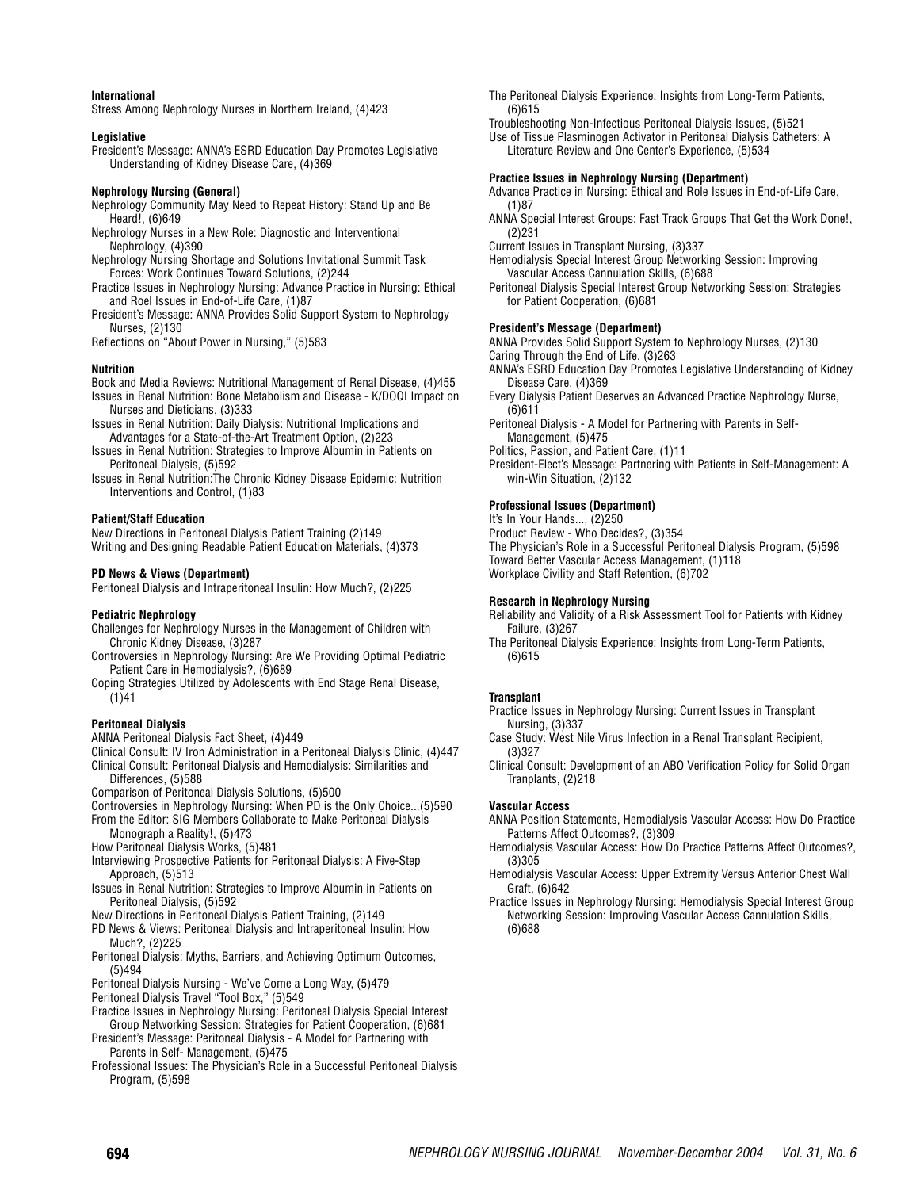**International**

Stress Among Nephrology Nurses in Northern Ireland, (4)423

**Legislative**

President's Message: ANNA's ESRD Education Day Promotes Legislative Understanding of Kidney Disease Care, (4)369

**Nephrology Nursing (General)**

Nephrology Community May Need to Repeat History: Stand Up and Be Heard!, (6)649

Nephrology Nurses in a New Role: Diagnostic and Interventional Nephrology, (4)390

Nephrology Nursing Shortage and Solutions Invitational Summit Task Forces: Work Continues Toward Solutions, (2)244

Practice Issues in Nephrology Nursing: Advance Practice in Nursing: Ethical and Roel Issues in End-of-Life Care, (1)87

President's Message: ANNA Provides Solid Support System to Nephrology Nurses, (2)130

Reflections on "About Power in Nursing," (5)583

**Nutrition**

Book and Media Reviews: Nutritional Management of Renal Disease, (4)455

Issues in Renal Nutrition: Bone Metabolism and Disease - K/DOQI Impact on Nurses and Dieticians, (3)333

Issues in Renal Nutrition: Daily Dialysis: Nutritional Implications and Advantages for a State-of-the-Art Treatment Option, (2)223

Issues in Renal Nutrition: Strategies to Improve Albumin in Patients on Peritoneal Dialysis, (5)592

Issues in Renal Nutrition:The Chronic Kidney Disease Epidemic: Nutrition Interventions and Control, (1)83

**Patient/Staff Education**

New Directions in Peritoneal Dialysis Patient Training (2)149

Writing and Designing Readable Patient Education Materials, (4)373

**PD News & Views (Department)**

Peritoneal Dialysis and Intraperitoneal Insulin: How Much?, (2)225

**Pediatric Nephrology**

Challenges for Nephrology Nurses in the Management of Children with Chronic Kidney Disease, (3)287

Controversies in Nephrology Nursing: Are We Providing Optimal Pediatric Patient Care in Hemodialysis?, (6)689

Coping Strategies Utilized by Adolescents with End Stage Renal Disease, (1)41

**Peritoneal Dialysis**

ANNA Peritoneal Dialysis Fact Sheet, (4)449

Clinical Consult: IV Iron Administration in a Peritoneal Dialysis Clinic, (4)447

Clinical Consult: Peritoneal Dialysis and Hemodialysis: Similarities and Differences, (5)588

Comparison of Peritoneal Dialysis Solutions, (5)500

Controversies in Nephrology Nursing: When PD is the Only Choice...(5)590

From the Editor: SIG Members Collaborate to Make Peritoneal Dialysis Monograph a Reality!, (5)473

How Peritoneal Dialysis Works, (5)481

Interviewing Prospective Patients for Peritoneal Dialysis: A Five-Step Approach, (5)513

Issues in Renal Nutrition: Strategies to Improve Albumin in Patients on Peritoneal Dialysis, (5)592

New Directions in Peritoneal Dialysis Patient Training, (2)149

PD News & Views: Peritoneal Dialysis and Intraperitoneal Insulin: How Much?, (2)225

Peritoneal Dialysis: Myths, Barriers, and Achieving Optimum Outcomes, (5)494

Peritoneal Dialysis Nursing - We've Come a Long Way, (5)479

Peritoneal Dialysis Travel "Tool Box," (5)549

Practice Issues in Nephrology Nursing: Peritoneal Dialysis Special Interest Group Networking Session: Strategies for Patient Cooperation, (6)681

President's Message: Peritoneal Dialysis - A Model for Partnering with Parents in Self- Management, (5)475

Professional Issues: The Physician's Role in a Successful Peritoneal Dialysis Program, (5)598

The Peritoneal Dialysis Experience: Insights from Long-Term Patients, (6)615

Troubleshooting Non-Infectious Peritoneal Dialysis Issues, (5)521

Use of Tissue Plasminogen Activator in Peritoneal Dialysis Catheters: A Literature Review and One Center's Experience, (5)534

**Practice Issues in Nephrology Nursing (Department)**

Advance Practice in Nursing: Ethical and Role Issues in End-of-Life Care, (1)87

ANNA Special Interest Groups: Fast Track Groups That Get the Work Done!, (2)231

Current Issues in Transplant Nursing, (3)337

Hemodialysis Special Interest Group Networking Session: Improving Vascular Access Cannulation Skills, (6)688

Peritoneal Dialysis Special Interest Group Networking Session: Strategies for Patient Cooperation, (6)681

**President's Message (Department)**

ANNA Provides Solid Support System to Nephrology Nurses, (2)130

Caring Through the End of Life, (3)263

ANNA's ESRD Education Day Promotes Legislative Understanding of Kidney Disease Care, (4)369

Every Dialysis Patient Deserves an Advanced Practice Nephrology Nurse, (6)611

Peritoneal Dialysis - A Model for Partnering with Parents in Self-Management, (5)475

Politics, Passion, and Patient Care, (1)11

President-Elect's Message: Partnering with Patients in Self-Management: A win-Win Situation, (2)132

**Professional Issues (Department)**

It's In Your Hands..., (2)250

Product Review - Who Decides?, (3)354

The Physician's Role in a Successful Peritoneal Dialysis Program, (5)598

Toward Better Vascular Access Management, (1)118

Workplace Civility and Staff Retention, (6)702

**Research in Nephrology Nursing**

Reliability and Validity of a Risk Assessment Tool for Patients with Kidney Failure, (3)267

The Peritoneal Dialysis Experience: Insights from Long-Term Patients, (6)615

**Transplant**

Practice Issues in Nephrology Nursing: Current Issues in Transplant Nursing, (3)337

Case Study: West Nile Virus Infection in a Renal Transplant Recipient, (3)327

Clinical Consult: Development of an ABO Verification Policy for Solid Organ Tranplants, (2)218

**Vascular Access**

ANNA Position Statements, Hemodialysis Vascular Access: How Do Practice Patterns Affect Outcomes?, (3)309

Hemodialysis Vascular Access: How Do Practice Patterns Affect Outcomes?, (3)305

Hemodialysis Vascular Access: Upper Extremity Versus Anterior Chest Wall Graft, (6)642

Practice Issues in Nephrology Nursing: Hemodialysis Special Interest Group Networking Session: Improving Vascular Access Cannulation Skills, (6)688